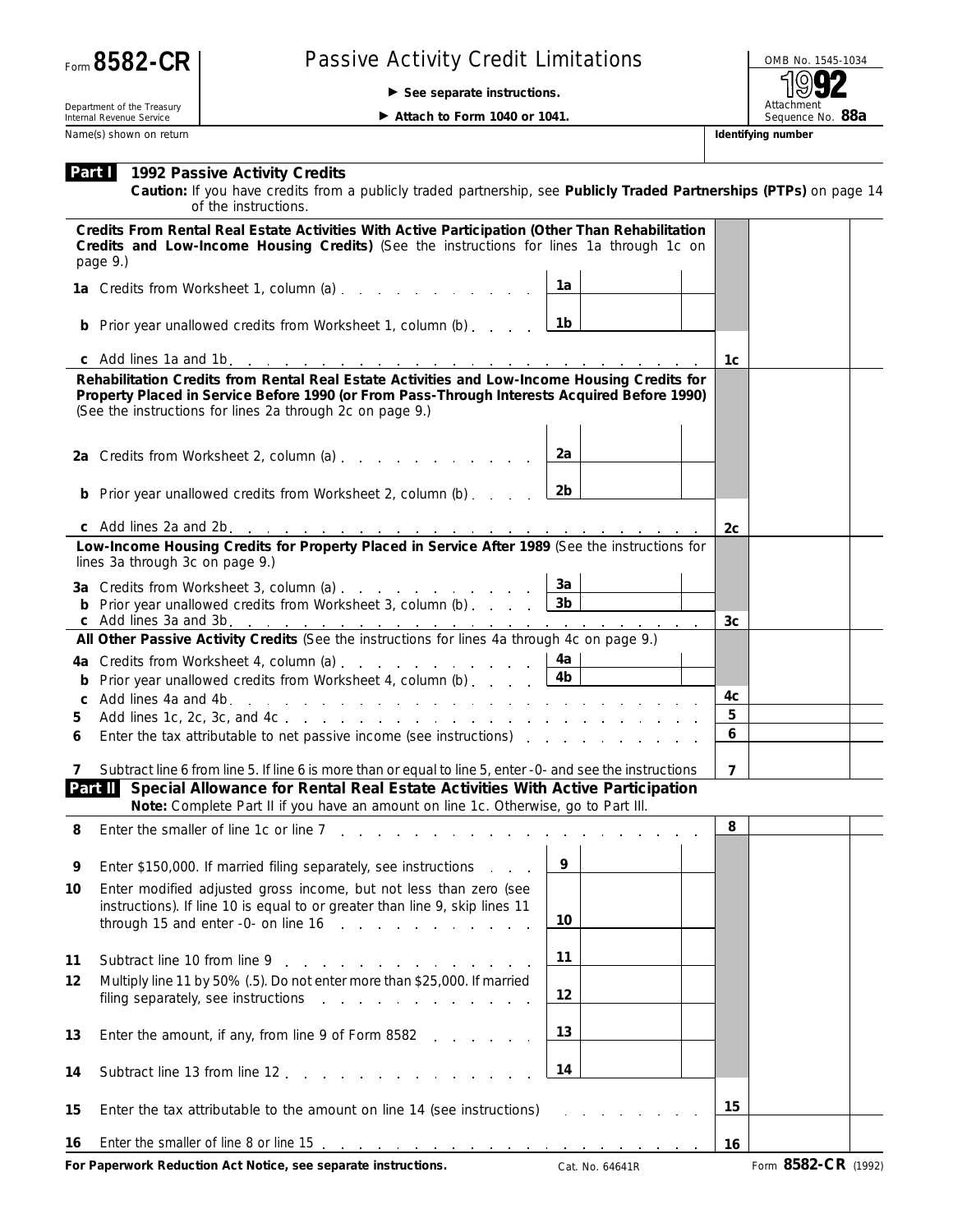Form **8582-CR**

Department of the Treasury
Internal Revenue Service

# Passive Activity Credit Limitations

▶ **See separate instructions.**

▶ **Attach to Form 1040 or 1041.**

OMB No. 1545-1034

**1992**

Attachment Sequence No. **88a**

Name(s) shown on return | **Identifying number**

## Part I 1992 Passive Activity Credits

**Caution:** If you have credits from a publicly traded partnership, see **Publicly Traded Partnerships (PTPs)** on page 14 of the instructions.

**Credits From Rental Real Estate Activities With Active Participation (Other Than Rehabilitation Credits and Low-Income Housing Credits)** (See the instructions for lines 1a through 1c on page 9.)

| | | | | |
|---|---|---|---|---|
| **1a** | Credits from Worksheet 1, column (a) | 1a | | |
| **b** | Prior year unallowed credits from Worksheet 1, column (b) | 1b | | |
| **c** | Add lines 1a and 1b | | 1c | |

**Rehabilitation Credits from Rental Real Estate Activities and Low-Income Housing Credits for Property Placed in Service Before 1990 (or From Pass-Through Interests Acquired Before 1990)** (See the instructions for lines 2a through 2c on page 9.)

| | | | | |
|---|---|---|---|---|
| **2a** | Credits from Worksheet 2, column (a) | 2a | | |
| **b** | Prior year unallowed credits from Worksheet 2, column (b) | 2b | | |
| **c** | Add lines 2a and 2b | | 2c | |

**Low-Income Housing Credits for Property Placed in Service After 1989** (See the instructions for lines 3a through 3c on page 9.)

| | | | | |
|---|---|---|---|---|
| **3a** | Credits from Worksheet 3, column (a) | 3a | | |
| **b** | Prior year unallowed credits from Worksheet 3, column (b) | 3b | | |
| **c** | Add lines 3a and 3b | | 3c | |

**All Other Passive Activity Credits** (See the instructions for lines 4a through 4c on page 9.)

| | | | | |
|---|---|---|---|---|
| **4a** | Credits from Worksheet 4, column (a) | 4a | | |
| **b** | Prior year unallowed credits from Worksheet 4, column (b) | 4b | | |
| **c** | Add lines 4a and 4b | | 4c | |
| **5** | Add lines 1c, 2c, 3c, and 4c | | 5 | |
| **6** | Enter the tax attributable to net passive income (see instructions) | | 6 | |
| **7** | Subtract line 6 from line 5. If line 6 is more than or equal to line 5, enter -0- and see the instructions | | 7 | |

## Part II Special Allowance for Rental Real Estate Activities With Active Participation

**Note:** Complete Part II if you have an amount on line 1c. Otherwise, go to Part III.

| | | | | |
|---|---|---|---|---|
| **8** | Enter the smaller of line 1c or line 7 | | 8 | |
| **9** | Enter $150,000. If married filing separately, see instructions | 9 | | |
| **10** | Enter modified adjusted gross income, but not less than zero (see instructions). If line 10 is equal to or greater than line 9, skip lines 11 through 15 and enter -0- on line 16 | 10 | | |
| **11** | Subtract line 10 from line 9 | 11 | | |
| **12** | Multiply line 11 by 50% (.5). Do not enter more than $25,000. If married filing separately, see instructions | 12 | | |
| **13** | Enter the amount, if any, from line 9 of Form 8582 | 13 | | |
| **14** | Subtract line 13 from line 12 | 14 | | |
| **15** | Enter the tax attributable to the amount on line 14 (see instructions) | | 15 | |
| **16** | Enter the smaller of line 8 or line 15 | | 16 | |

**For Paperwork Reduction Act Notice, see separate instructions.** Cat. No. 64641R Form **8582-CR** (1992)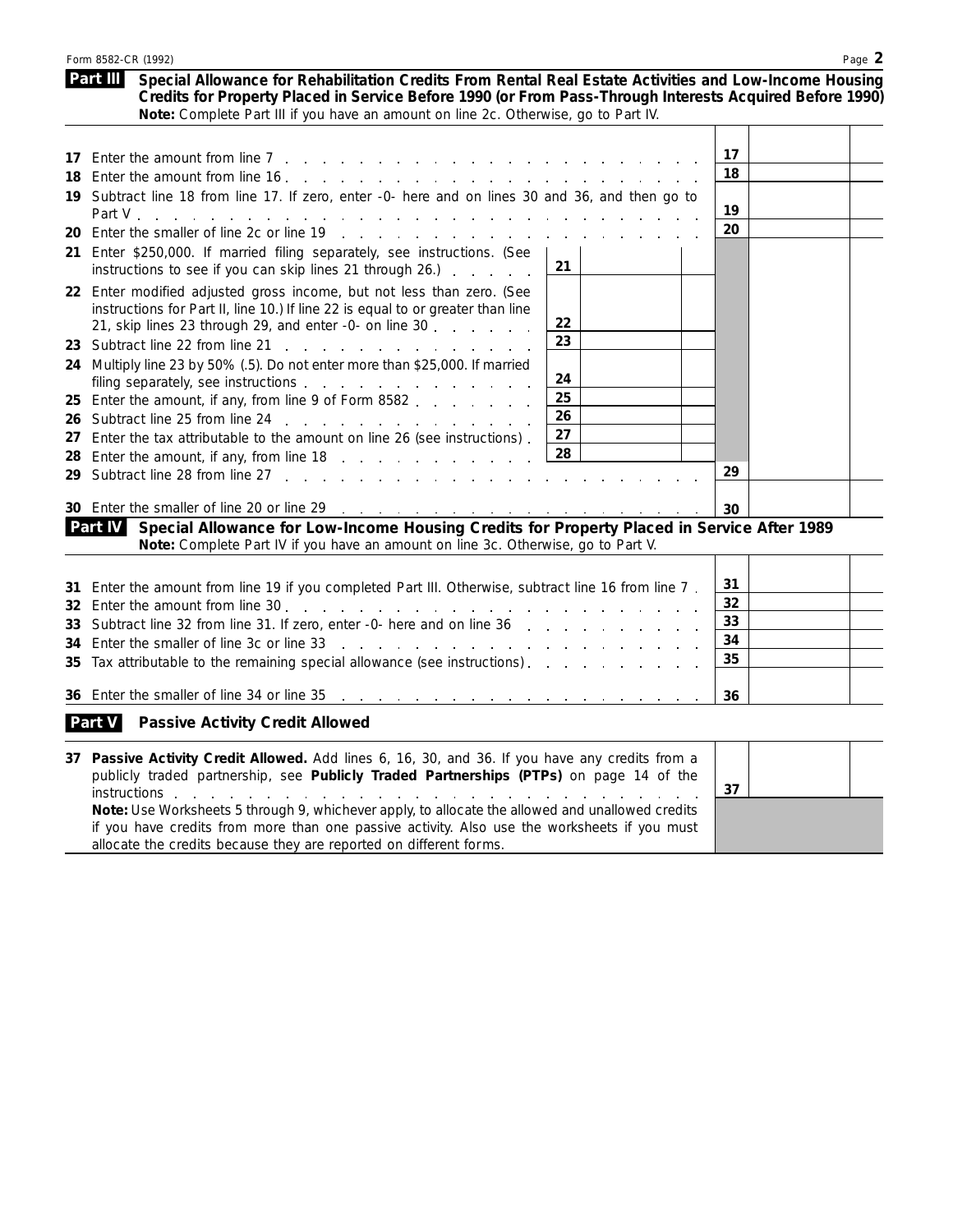## Part III Special Allowance for Rehabilitation Credits From Rental Real Estate Activities and Low-Income Housing Credits for Property Placed in Service Before 1990 (or From Pass-Through Interests Acquired Before 1990)

**Note:** Complete Part III if you have an amount on line 2c. Otherwise, go to Part IV.

| | | | | |
|---|---|---|---|---|
| **17** | Enter the amount from line 7 | | | 17 |
| **18** | Enter the amount from line 16 | | | 18 |
| **19** | Subtract line 18 from line 17. If zero, enter -0- here and on lines 30 and 36, and then go to Part V | | | 19 |
| **20** | Enter the smaller of line 2c or line 19 | | | 20 |
| **21** | Enter $250,000. If married filing separately, see instructions. (See instructions to see if you can skip lines 21 through 26.) | 21 | | |
| **22** | Enter modified adjusted gross income, but not less than zero. (See instructions for Part II, line 10.) If line 22 is equal to or greater than line 21, skip lines 23 through 29, and enter -0- on line 30 | 22 | | |
| **23** | Subtract line 22 from line 21 | 23 | | |
| **24** | Multiply line 23 by 50% (.5). Do not enter more than $25,000. If married filing separately, see instructions | 24 | | |
| **25** | Enter the amount, if any, from line 9 of Form 8582 | 25 | | |
| **26** | Subtract line 25 from line 24 | 26 | | |
| **27** | Enter the tax attributable to the amount on line 26 (see instructions) | 27 | | |
| **28** | Enter the amount, if any, from line 18 | 28 | | |
| **29** | Subtract line 28 from line 27 | | | 29 |
| **30** | Enter the smaller of line 20 or line 29 | | | 30 |

## Part IV Special Allowance for Low-Income Housing Credits for Property Placed in Service After 1989

**Note:** Complete Part IV if you have an amount on line 3c. Otherwise, go to Part V.

| | | | |
|---|---|---|---|
| **31** | Enter the amount from line 19 if you completed Part III. Otherwise, subtract line 16 from line 7 | 31 | |
| **32** | Enter the amount from line 30 | 32 | |
| **33** | Subtract line 32 from line 31. If zero, enter -0- here and on line 36 | 33 | |
| **34** | Enter the smaller of line 3c or line 33 | 34 | |
| **35** | Tax attributable to the remaining special allowance (see instructions) | 35 | |
| **36** | Enter the smaller of line 34 or line 35 | 36 | |

## Part V Passive Activity Credit Allowed

| | | | |
|---|---|---|---|
| **37** | **Passive Activity Credit Allowed.** Add lines 6, 16, 30, and 36. If you have any credits from a publicly traded partnership, see **Publicly Traded Partnerships (PTPs)** on page 14 of the instructions | 37 | |

**Note:** Use Worksheets 5 through 9, whichever apply, to allocate the allowed and unallowed credits if you have credits from more than one passive activity. Also use the worksheets if you must allocate the credits because they are reported on different forms.